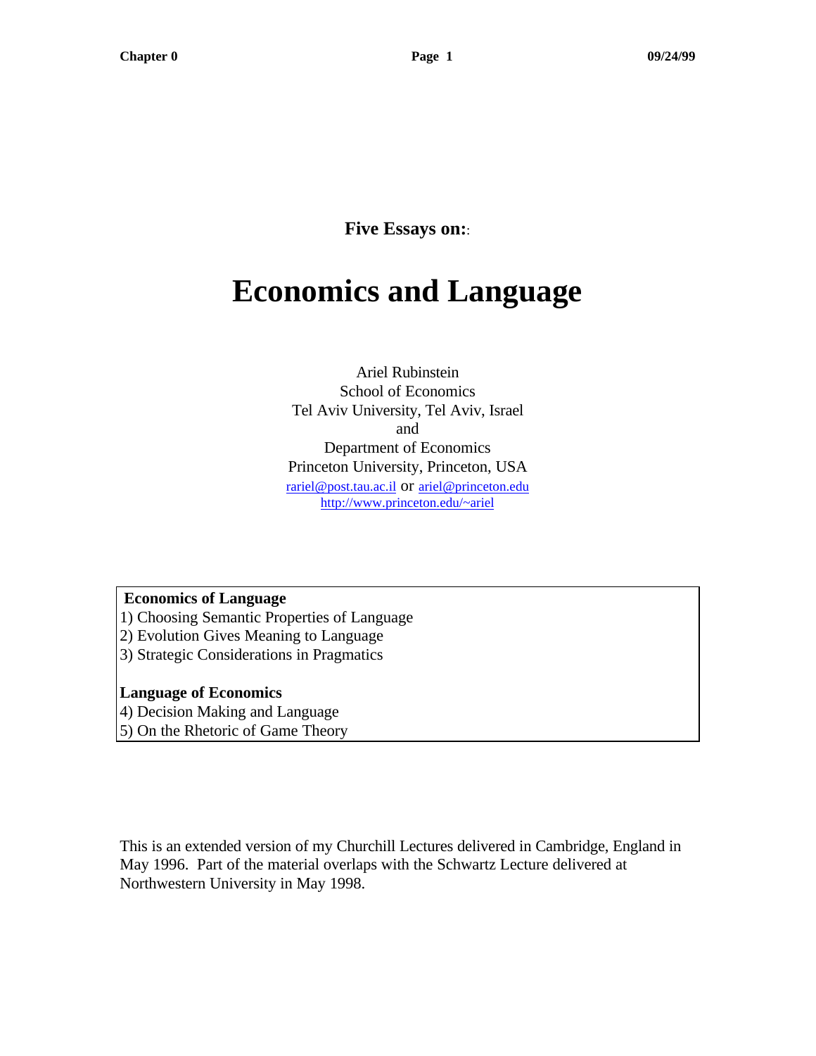**Five Essays on::**

# Economics and Language

Ariel Rubinstein
School of Economics
Tel Aviv University, Tel Aviv, Israel
and
Department of Economics
Princeton University, Princeton, USA
rariel@post.tau.ac.il or ariel@princeton.edu
http://www.princeton.edu/~ariel

**Economics of Language**
1) Choosing Semantic Properties of Language
2) Evolution Gives Meaning to Language
3) Strategic Considerations in Pragmatics

**Language of Economics**
4) Decision Making and Language
5) On the Rhetoric of Game Theory

This is an extended version of my Churchill Lectures delivered in Cambridge, England in May 1996. Part of the material overlaps with the Schwartz Lecture delivered at Northwestern University in May 1998.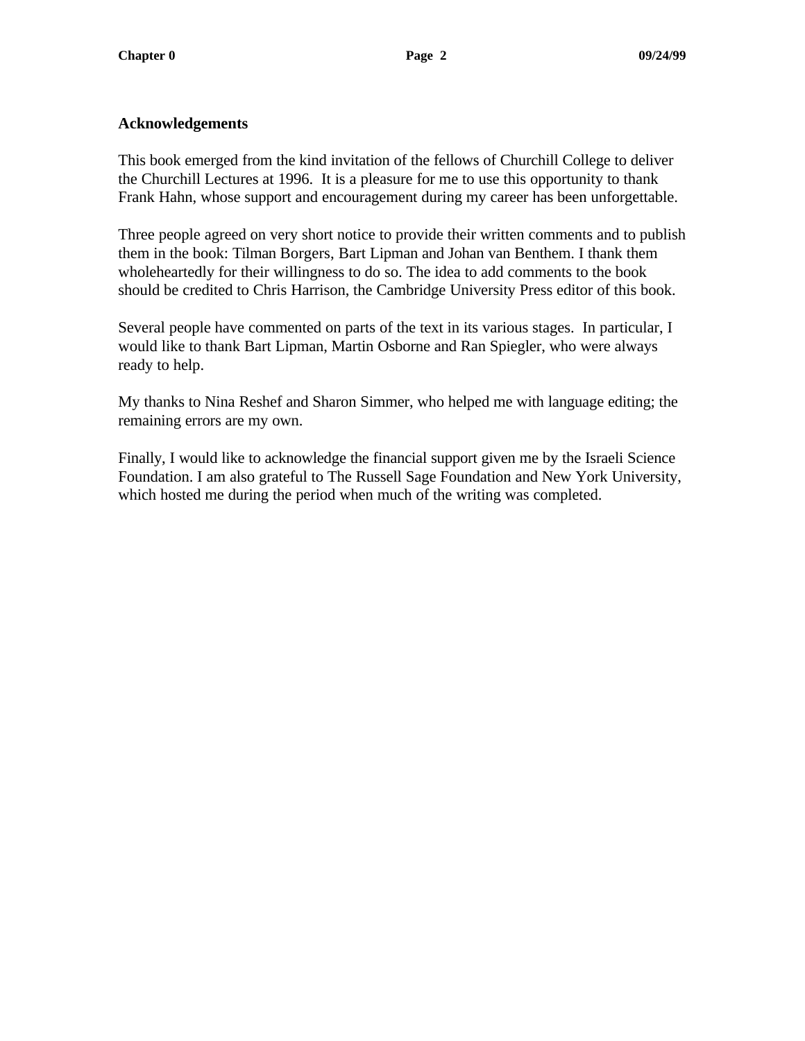## Acknowledgements

This book emerged from the kind invitation of the fellows of Churchill College to deliver the Churchill Lectures at 1996. It is a pleasure for me to use this opportunity to thank Frank Hahn, whose support and encouragement during my career has been unforgettable.

Three people agreed on very short notice to provide their written comments and to publish them in the book: Tilman Borgers, Bart Lipman and Johan van Benthem. I thank them wholeheartedly for their willingness to do so. The idea to add comments to the book should be credited to Chris Harrison, the Cambridge University Press editor of this book.

Several people have commented on parts of the text in its various stages. In particular, I would like to thank Bart Lipman, Martin Osborne and Ran Spiegler, who were always ready to help.

My thanks to Nina Reshef and Sharon Simmer, who helped me with language editing; the remaining errors are my own.

Finally, I would like to acknowledge the financial support given me by the Israeli Science Foundation. I am also grateful to The Russell Sage Foundation and New York University, which hosted me during the period when much of the writing was completed.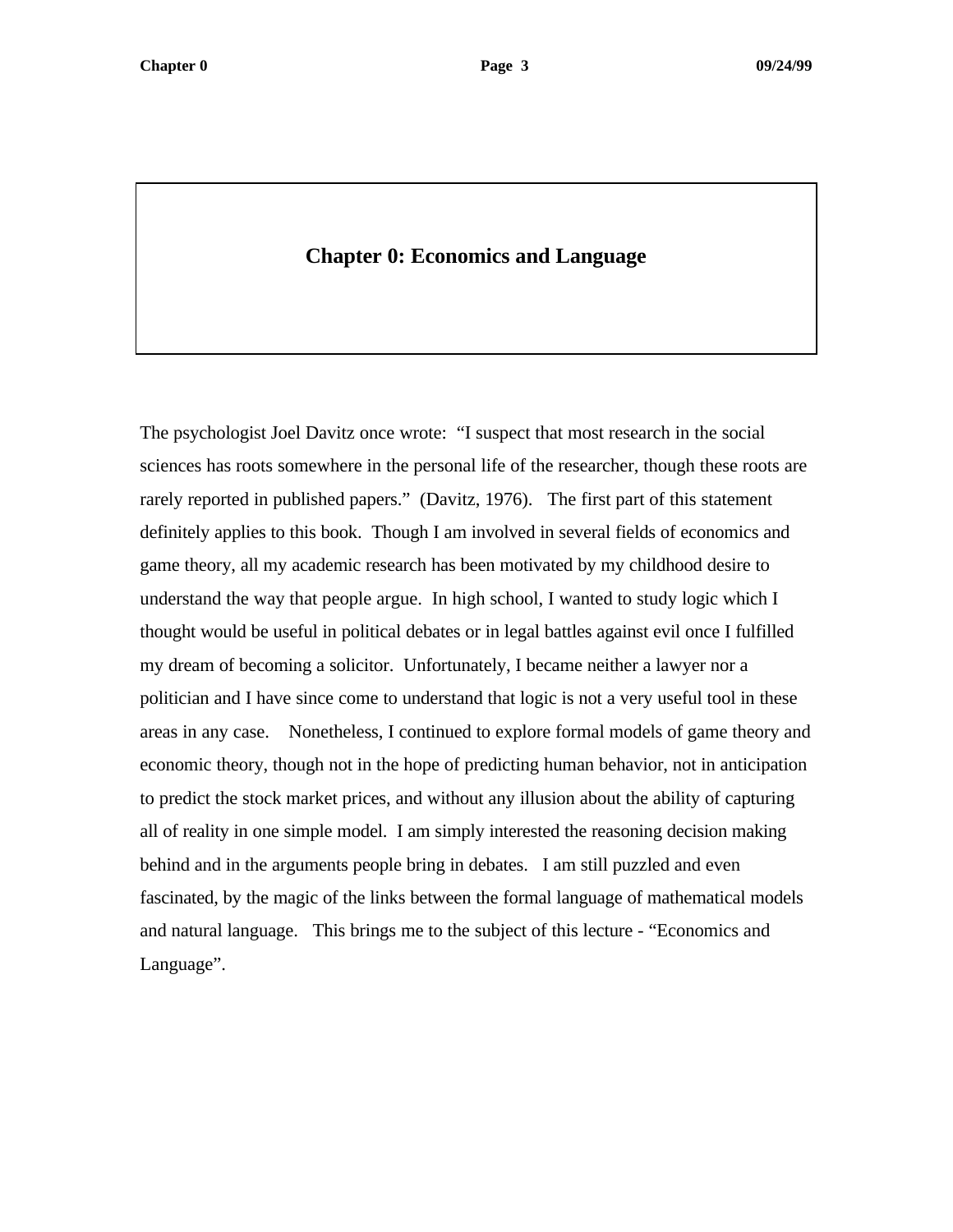# Chapter 0: Economics and Language

The psychologist Joel Davitz once wrote: "I suspect that most research in the social sciences has roots somewhere in the personal life of the researcher, though these roots are rarely reported in published papers." (Davitz, 1976). The first part of this statement definitely applies to this book. Though I am involved in several fields of economics and game theory, all my academic research has been motivated by my childhood desire to understand the way that people argue. In high school, I wanted to study logic which I thought would be useful in political debates or in legal battles against evil once I fulfilled my dream of becoming a solicitor. Unfortunately, I became neither a lawyer nor a politician and I have since come to understand that logic is not a very useful tool in these areas in any case. Nonetheless, I continued to explore formal models of game theory and economic theory, though not in the hope of predicting human behavior, not in anticipation to predict the stock market prices, and without any illusion about the ability of capturing all of reality in one simple model. I am simply interested the reasoning decision making behind and in the arguments people bring in debates. I am still puzzled and even fascinated, by the magic of the links between the formal language of mathematical models and natural language. This brings me to the subject of this lecture - "Economics and Language".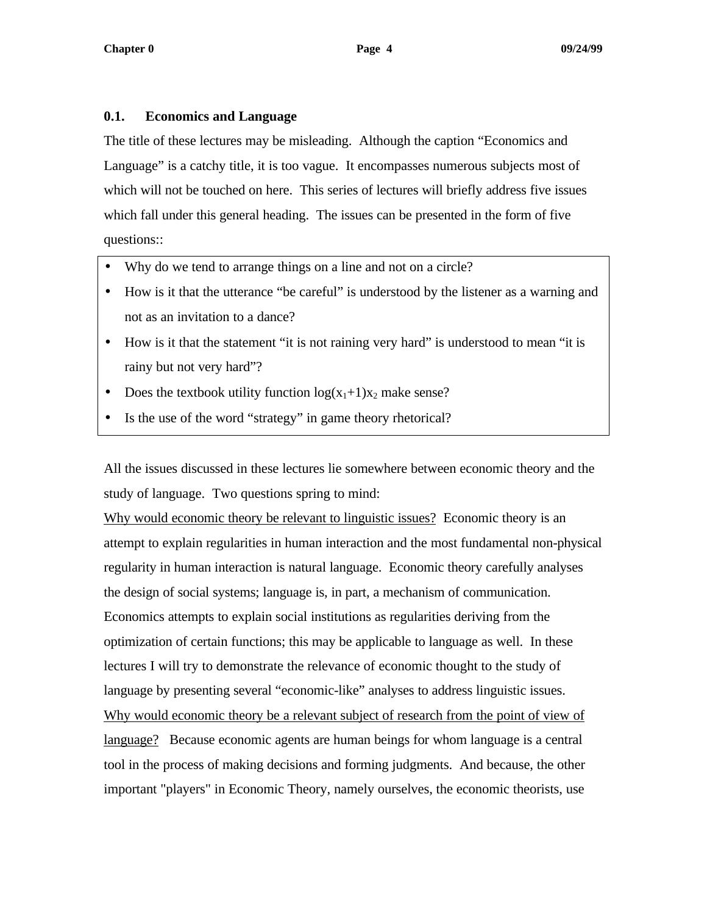## 0.1. Economics and Language

The title of these lectures may be misleading. Although the caption “Economics and Language” is a catchy title, it is too vague. It encompasses numerous subjects most of which will not be touched on here. This series of lectures will briefly address five issues which fall under this general heading. The issues can be presented in the form of five questions::

- Why do we tend to arrange things on a line and not on a circle?
- How is it that the utterance “be careful” is understood by the listener as a warning and not as an invitation to a dance?
- How is it that the statement “it is not raining very hard” is understood to mean “it is rainy but not very hard”?
- Does the textbook utility function $\log(x_1+1)x_2$ make sense?
- Is the use of the word “strategy” in game theory rhetorical?

All the issues discussed in these lectures lie somewhere between economic theory and the study of language. Two questions spring to mind:

Why would economic theory be relevant to linguistic issues? Economic theory is an attempt to explain regularities in human interaction and the most fundamental non-physical regularity in human interaction is natural language. Economic theory carefully analyses the design of social systems; language is, in part, a mechanism of communication. Economics attempts to explain social institutions as regularities deriving from the optimization of certain functions; this may be applicable to language as well. In these lectures I will try to demonstrate the relevance of economic thought to the study of language by presenting several “economic-like” analyses to address linguistic issues.

Why would economic theory be a relevant subject of research from the point of view of language? Because economic agents are human beings for whom language is a central tool in the process of making decisions and forming judgments. And because, the other important "players" in Economic Theory, namely ourselves, the economic theorists, use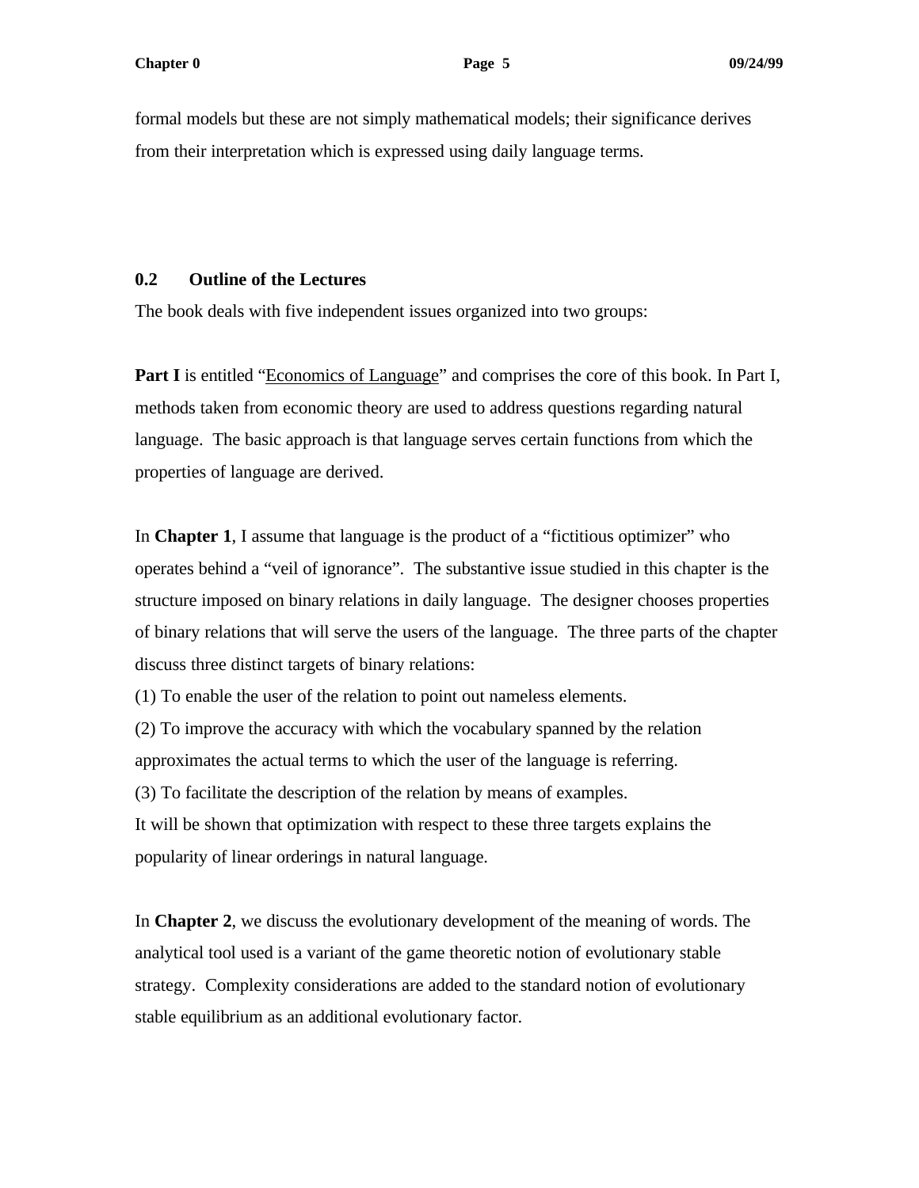formal models but these are not simply mathematical models; their significance derives from their interpretation which is expressed using daily language terms.

## 0.2 Outline of the Lectures

The book deals with five independent issues organized into two groups:

**Part I** is entitled "Economics of Language" and comprises the core of this book. In Part I, methods taken from economic theory are used to address questions regarding natural language. The basic approach is that language serves certain functions from which the properties of language are derived.

In **Chapter 1**, I assume that language is the product of a "fictitious optimizer" who operates behind a "veil of ignorance". The substantive issue studied in this chapter is the structure imposed on binary relations in daily language. The designer chooses properties of binary relations that will serve the users of the language. The three parts of the chapter discuss three distinct targets of binary relations:

(1) To enable the user of the relation to point out nameless elements.

(2) To improve the accuracy with which the vocabulary spanned by the relation approximates the actual terms to which the user of the language is referring.

(3) To facilitate the description of the relation by means of examples.

It will be shown that optimization with respect to these three targets explains the popularity of linear orderings in natural language.

In **Chapter 2**, we discuss the evolutionary development of the meaning of words. The analytical tool used is a variant of the game theoretic notion of evolutionary stable strategy. Complexity considerations are added to the standard notion of evolutionary stable equilibrium as an additional evolutionary factor.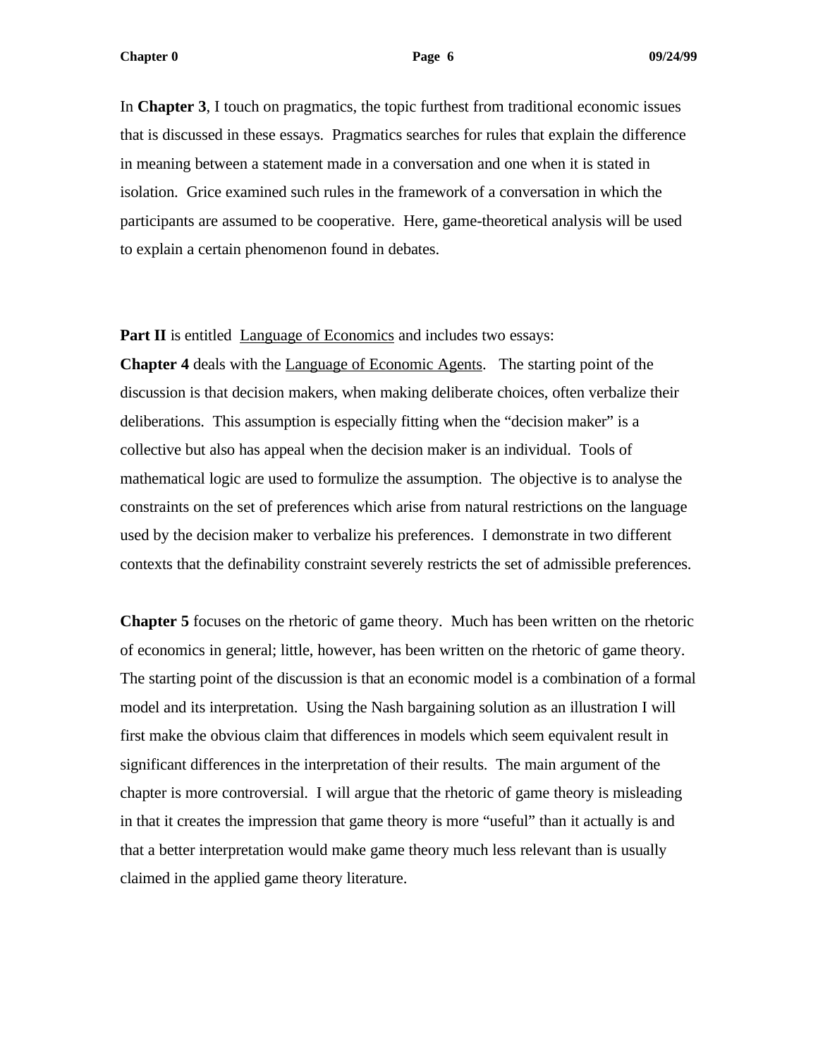In **Chapter 3**, I touch on pragmatics, the topic furthest from traditional economic issues that is discussed in these essays. Pragmatics searches for rules that explain the difference in meaning between a statement made in a conversation and one when it is stated in isolation. Grice examined such rules in the framework of a conversation in which the participants are assumed to be cooperative. Here, game-theoretical analysis will be used to explain a certain phenomenon found in debates.

**Part II** is entitled <u>Language of Economics</u> and includes two essays:

**Chapter 4** deals with the <u>Language of Economic Agents</u>. The starting point of the discussion is that decision makers, when making deliberate choices, often verbalize their deliberations. This assumption is especially fitting when the "decision maker" is a collective but also has appeal when the decision maker is an individual. Tools of mathematical logic are used to formulize the assumption. The objective is to analyse the constraints on the set of preferences which arise from natural restrictions on the language used by the decision maker to verbalize his preferences. I demonstrate in two different contexts that the definability constraint severely restricts the set of admissible preferences.

**Chapter 5** focuses on the rhetoric of game theory. Much has been written on the rhetoric of economics in general; little, however, has been written on the rhetoric of game theory. The starting point of the discussion is that an economic model is a combination of a formal model and its interpretation. Using the Nash bargaining solution as an illustration I will first make the obvious claim that differences in models which seem equivalent result in significant differences in the interpretation of their results. The main argument of the chapter is more controversial. I will argue that the rhetoric of game theory is misleading in that it creates the impression that game theory is more "useful" than it actually is and that a better interpretation would make game theory much less relevant than is usually claimed in the applied game theory literature.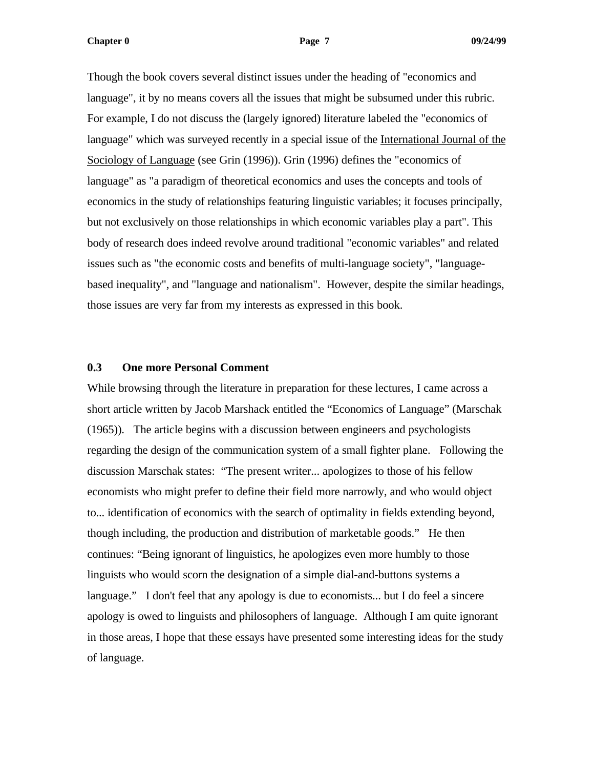Though the book covers several distinct issues under the heading of "economics and language", it by no means covers all the issues that might be subsumed under this rubric. For example, I do not discuss the (largely ignored) literature labeled the "economics of language" which was surveyed recently in a special issue of the International Journal of the Sociology of Language (see Grin (1996)). Grin (1996) defines the "economics of language" as "a paradigm of theoretical economics and uses the concepts and tools of economics in the study of relationships featuring linguistic variables; it focuses principally, but not exclusively on those relationships in which economic variables play a part". This body of research does indeed revolve around traditional "economic variables" and related issues such as "the economic costs and benefits of multi-language society", "language-based inequality", and "language and nationalism". However, despite the similar headings, those issues are very far from my interests as expressed in this book.

## 0.3 One more Personal Comment

While browsing through the literature in preparation for these lectures, I came across a short article written by Jacob Marshack entitled the "Economics of Language" (Marschak (1965)). The article begins with a discussion between engineers and psychologists regarding the design of the communication system of a small fighter plane. Following the discussion Marschak states: "The present writer... apologizes to those of his fellow economists who might prefer to define their field more narrowly, and who would object to... identification of economics with the search of optimality in fields extending beyond, though including, the production and distribution of marketable goods." He then continues: "Being ignorant of linguistics, he apologizes even more humbly to those linguists who would scorn the designation of a simple dial-and-buttons systems a language." I don't feel that any apology is due to economists... but I do feel a sincere apology is owed to linguists and philosophers of language. Although I am quite ignorant in those areas, I hope that these essays have presented some interesting ideas for the study of language.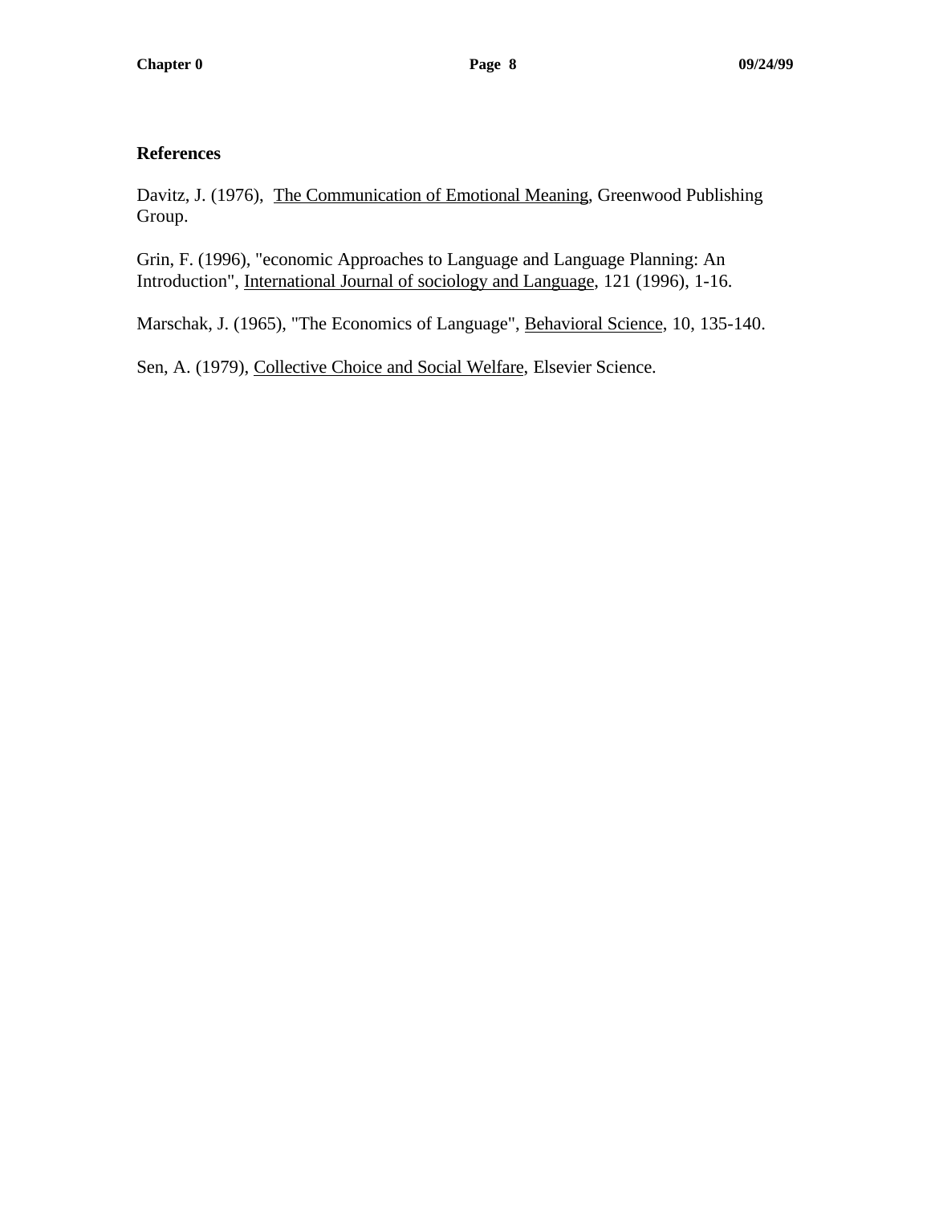**References**

Davitz, J. (1976), The Communication of Emotional Meaning, Greenwood Publishing Group.

Grin, F. (1996), "economic Approaches to Language and Language Planning: An Introduction", International Journal of sociology and Language, 121 (1996), 1-16.

Marschak, J. (1965), "The Economics of Language", Behavioral Science, 10, 135-140.

Sen, A. (1979), Collective Choice and Social Welfare, Elsevier Science.